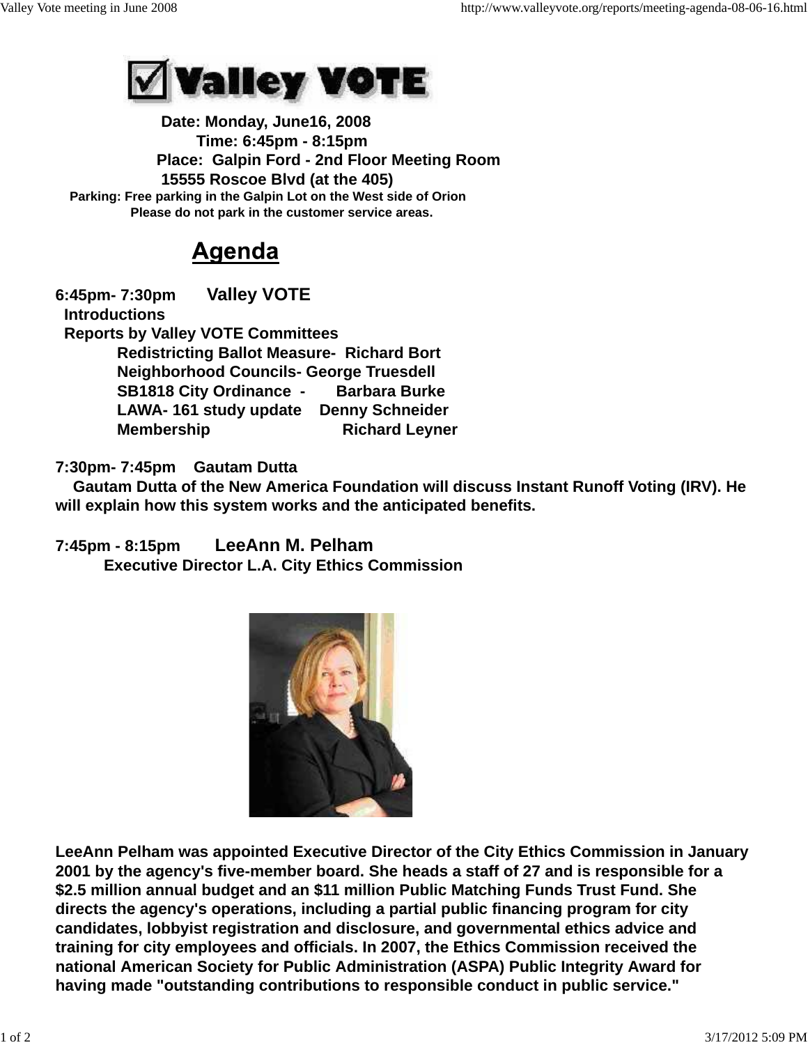# Valley VOTE

**Date: Monday, June16, 2008**
**Time: 6:45pm - 8:15pm**
**Place: Galpin Ford - 2nd Floor Meeting Room**
**15555 Roscoe Blvd (at the 405)**
**Parking: Free parking in the Galpin Lot on the West side of Orion**
**Please do not park in the customer service areas.**

## Agenda

**6:45pm- 7:30pm Valley VOTE**

**Introductions**

**Reports by Valley VOTE Committees**

- **Redistricting Ballot Measure- Richard Bort**
- **Neighborhood Councils- George Truesdell**
- **SB1818 City Ordinance - Barbara Burke**
- **LAWA- 161 study update Denny Schneider**
- **Membership Richard Leyner**

**7:30pm- 7:45pm Gautam Dutta**

**Gautam Dutta of the New America Foundation will discuss Instant Runoff Voting (IRV). He will explain how this system works and the anticipated benefits.**

**7:45pm - 8:15pm LeeAnn M. Pelham**

**Executive Director L.A. City Ethics Commission**

**LeeAnn Pelham was appointed Executive Director of the City Ethics Commission in January 2001 by the agency's five-member board. She heads a staff of 27 and is responsible for a $2.5 million annual budget and an $11 million Public Matching Funds Trust Fund. She directs the agency's operations, including a partial public financing program for city candidates, lobbyist registration and disclosure, and governmental ethics advice and training for city employees and officials. In 2007, the Ethics Commission received the national American Society for Public Administration (ASPA) Public Integrity Award for having made "outstanding contributions to responsible conduct in public service."**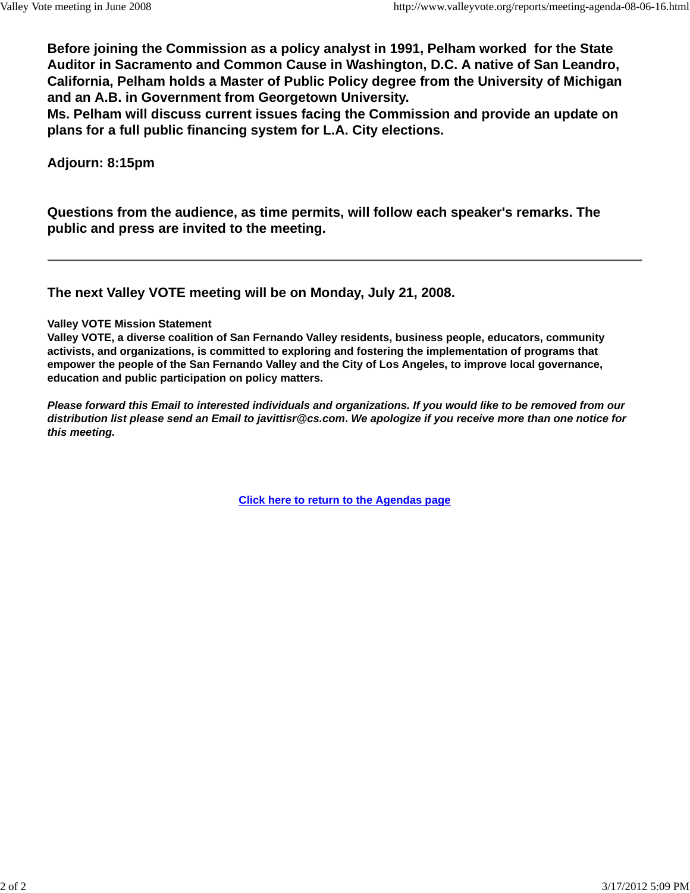**Before joining the Commission as a policy analyst in 1991, Pelham worked for the State Auditor in Sacramento and Common Cause in Washington, D.C. A native of San Leandro, California, Pelham holds a Master of Public Policy degree from the University of Michigan and an A.B. in Government from Georgetown University.**
**Ms. Pelham will discuss current issues facing the Commission and provide an update on plans for a full public financing system for L.A. City elections.**

**Adjourn: 8:15pm**

**Questions from the audience, as time permits, will follow each speaker's remarks. The public and press are invited to the meeting.**

---

**The next Valley VOTE meeting will be on Monday, July 21, 2008.**

**Valley VOTE Mission Statement**
**Valley VOTE, a diverse coalition of San Fernando Valley residents, business people, educators, community activists, and organizations, is committed to exploring and fostering the implementation of programs that empower the people of the San Fernando Valley and the City of Los Angeles, to improve local governance, education and public participation on policy matters.**

***Please forward this Email to interested individuals and organizations. If you would like to be removed from our distribution list please send an Email to javittisr@cs.com. We apologize if you receive more than one notice for this meeting.***

[Click here to return to the Agendas page]